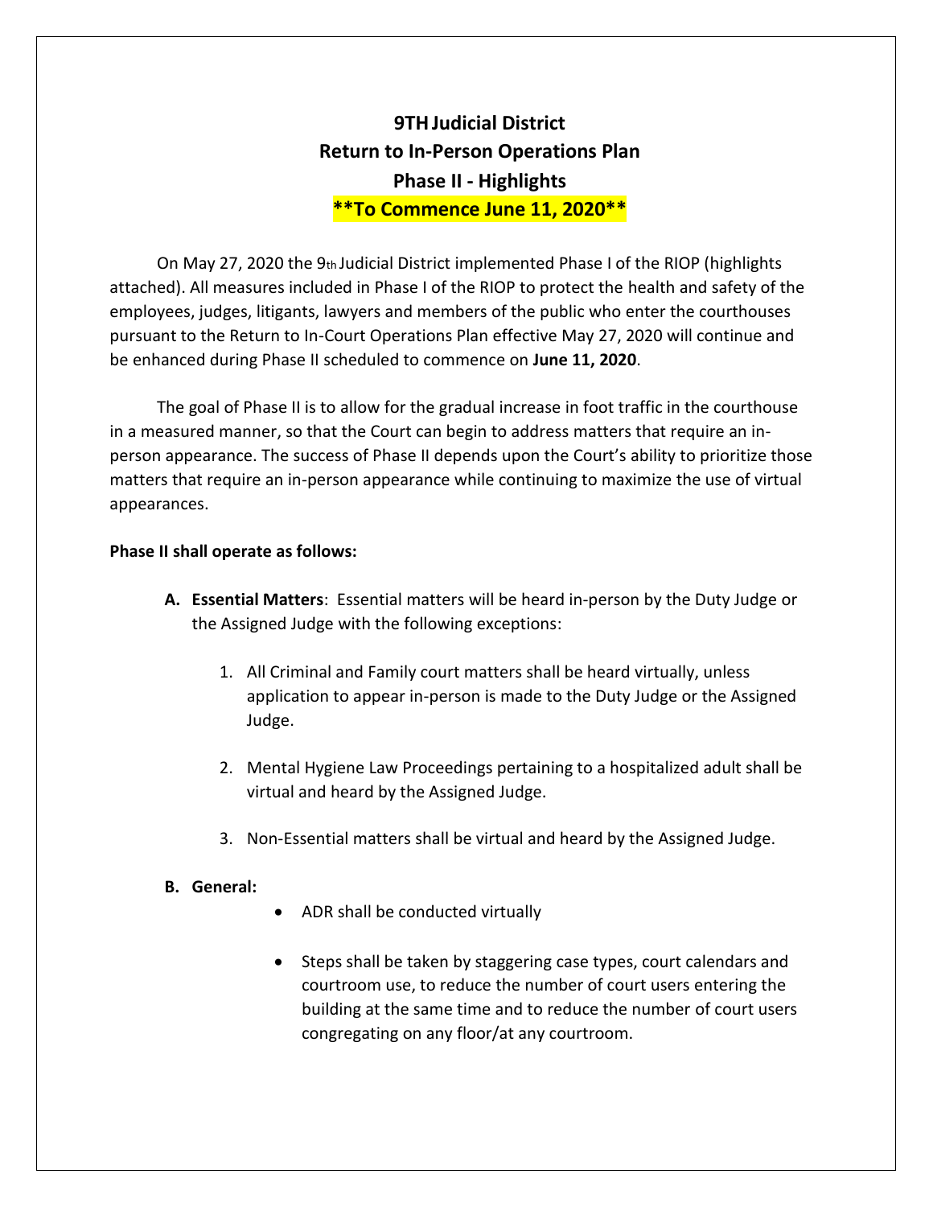# 9TH Judicial District
# Return to In-Person Operations Plan
# Phase II - Highlights
# **To Commence June 11, 2020**

On May 27, 2020 the 9th Judicial District implemented Phase I of the RIOP (highlights attached). All measures included in Phase I of the RIOP to protect the health and safety of the employees, judges, litigants, lawyers and members of the public who enter the courthouses pursuant to the Return to In-Court Operations Plan effective May 27, 2020 will continue and be enhanced during Phase II scheduled to commence on **June 11, 2020**.

The goal of Phase II is to allow for the gradual increase in foot traffic in the courthouse in a measured manner, so that the Court can begin to address matters that require an in-person appearance. The success of Phase II depends upon the Court's ability to prioritize those matters that require an in-person appearance while continuing to maximize the use of virtual appearances.

**Phase II shall operate as follows:**

**A. Essential Matters**: Essential matters will be heard in-person by the Duty Judge or the Assigned Judge with the following exceptions:

1. All Criminal and Family court matters shall be heard virtually, unless application to appear in-person is made to the Duty Judge or the Assigned Judge.

2. Mental Hygiene Law Proceedings pertaining to a hospitalized adult shall be virtual and heard by the Assigned Judge.

3. Non-Essential matters shall be virtual and heard by the Assigned Judge.

**B. General:**

- ADR shall be conducted virtually

- Steps shall be taken by staggering case types, court calendars and courtroom use, to reduce the number of court users entering the building at the same time and to reduce the number of court users congregating on any floor/at any courtroom.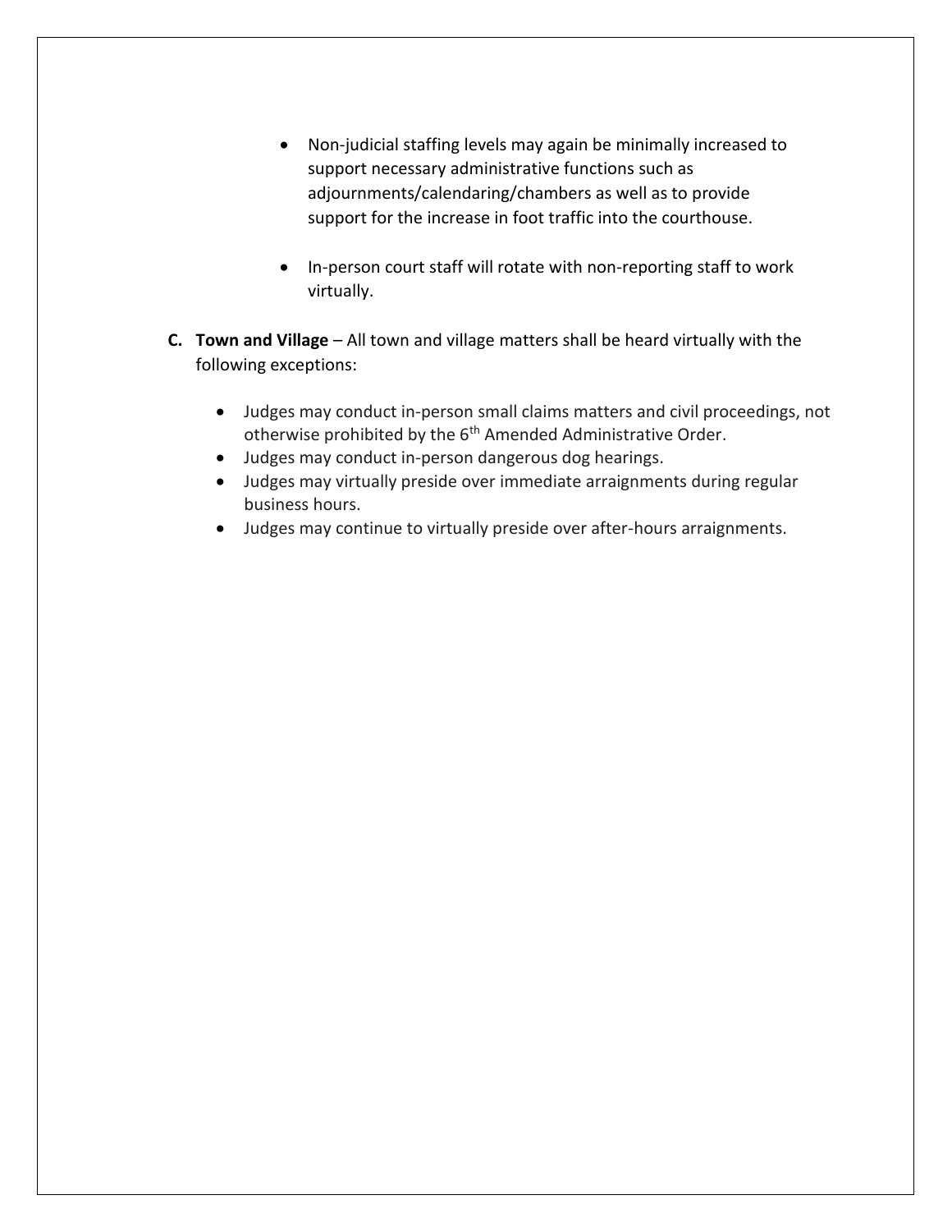- Non-judicial staffing levels may again be minimally increased to support necessary administrative functions such as adjournments/calendaring/chambers as well as to provide support for the increase in foot traffic into the courthouse.

- In-person court staff will rotate with non-reporting staff to work virtually.

**C. Town and Village** – All town and village matters shall be heard virtually with the following exceptions:

- Judges may conduct in-person small claims matters and civil proceedings, not otherwise prohibited by the 6th Amended Administrative Order.
- Judges may conduct in-person dangerous dog hearings.
- Judges may virtually preside over immediate arraignments during regular business hours.
- Judges may continue to virtually preside over after-hours arraignments.